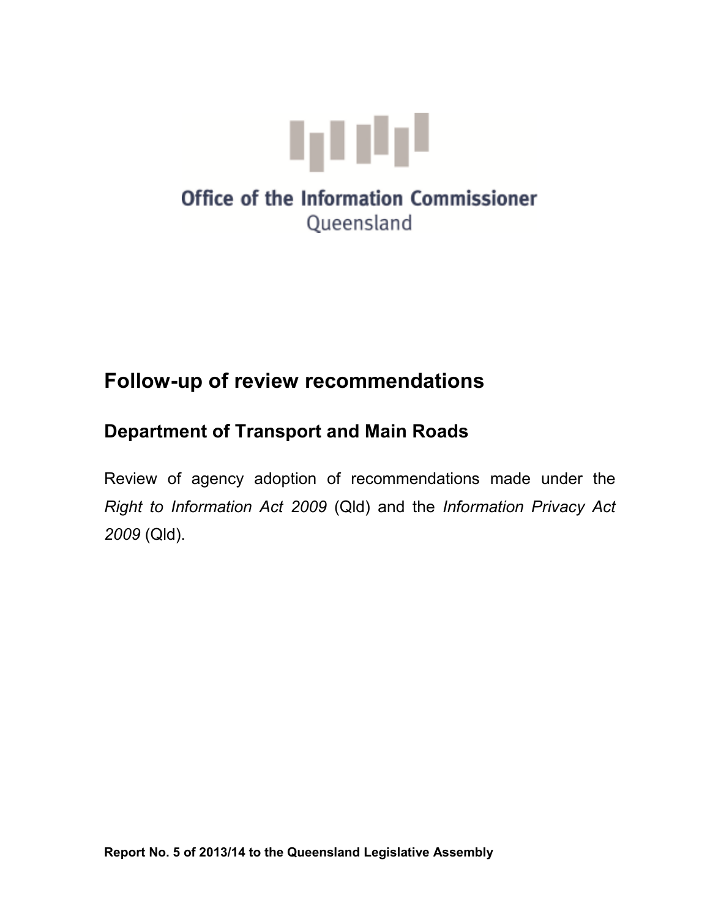Office of the Information Commissioner
Queensland

# Follow-up of review recommendations

## Department of Transport and Main Roads

Review of agency adoption of recommendations made under the *Right to Information Act 2009* (Qld) and the *Information Privacy Act 2009* (Qld).

**Report No. 5 of 2013/14 to the Queensland Legislative Assembly**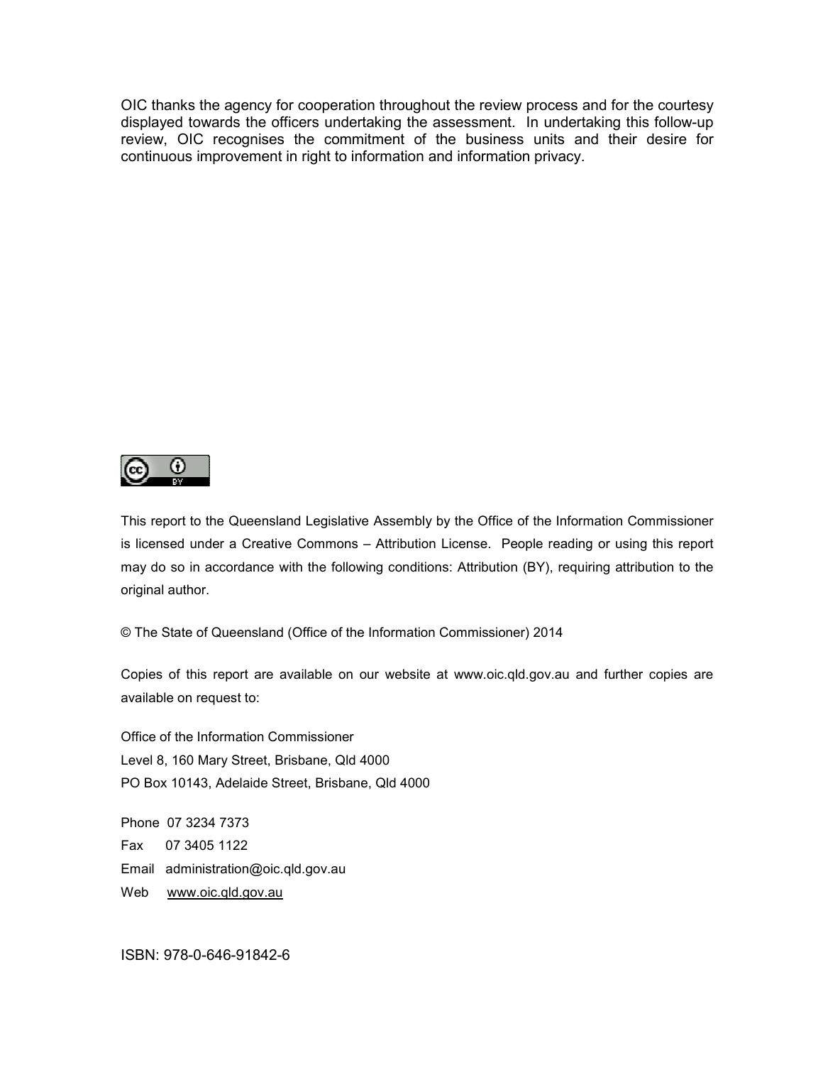OIC thanks the agency for cooperation throughout the review process and for the courtesy displayed towards the officers undertaking the assessment. In undertaking this follow-up review, OIC recognises the commitment of the business units and their desire for continuous improvement in right to information and information privacy.

This report to the Queensland Legislative Assembly by the Office of the Information Commissioner is licensed under a Creative Commons – Attribution License. People reading or using this report may do so in accordance with the following conditions: Attribution (BY), requiring attribution to the original author.

© The State of Queensland (Office of the Information Commissioner) 2014

Copies of this report are available on our website at www.oic.qld.gov.au and further copies are available on request to:

Office of the Information Commissioner  
Level 8, 160 Mary Street, Brisbane, Qld 4000  
PO Box 10143, Adelaide Street, Brisbane, Qld 4000

Phone 07 3234 7373  
Fax 07 3405 1122  
Email administration@oic.qld.gov.au  
Web www.oic.qld.gov.au

ISBN: 978-0-646-91842-6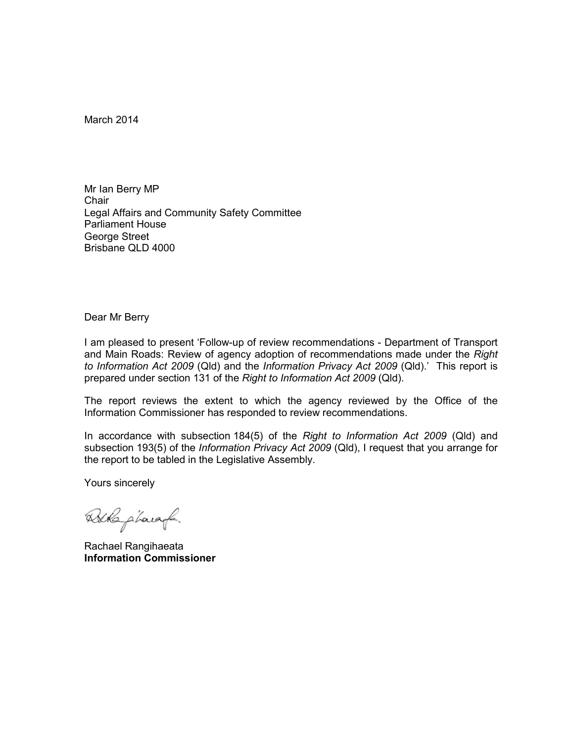March 2014

Mr Ian Berry MP
Chair
Legal Affairs and Community Safety Committee
Parliament House
George Street
Brisbane QLD 4000

Dear Mr Berry

I am pleased to present 'Follow-up of review recommendations - Department of Transport and Main Roads: Review of agency adoption of recommendations made under the *Right to Information Act 2009* (Qld) and the *Information Privacy Act 2009* (Qld).' This report is prepared under section 131 of the *Right to Information Act 2009* (Qld).

The report reviews the extent to which the agency reviewed by the Office of the Information Commissioner has responded to review recommendations.

In accordance with subsection 184(5) of the *Right to Information Act 2009* (Qld) and subsection 193(5) of the *Information Privacy Act 2009* (Qld), I request that you arrange for the report to be tabled in the Legislative Assembly.

Yours sincerely

Rachael Rangihaeata
**Information Commissioner**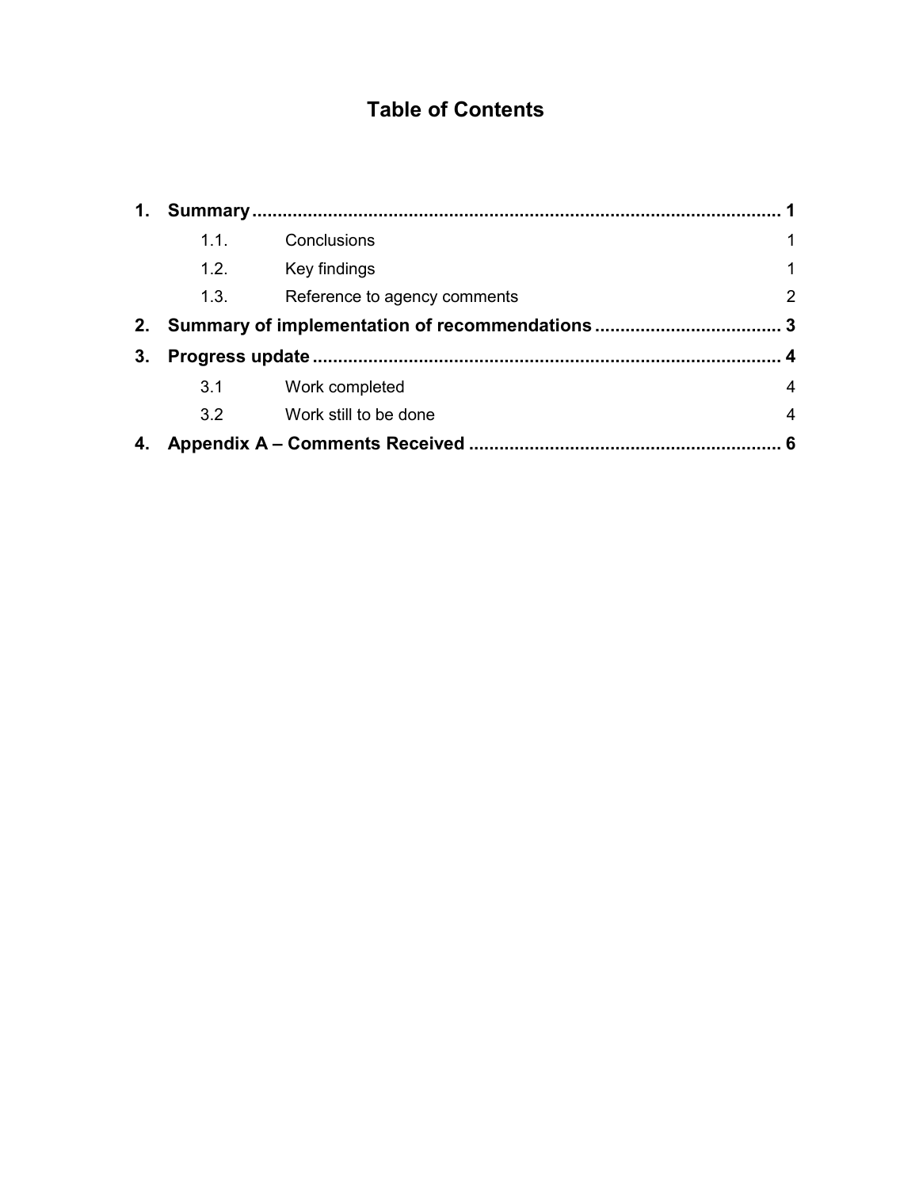# Table of Contents

**1. Summary .................................................. 1**

- 1.1. Conclusions 1
- 1.2. Key findings 1
- 1.3. Reference to agency comments 2

**2. Summary of implementation of recommendations .................. 3**

**3. Progress update .......................................... 4**

- 3.1 Work completed 4
- 3.2 Work still to be done 4

**4. Appendix A – Comments Received ........................... 6**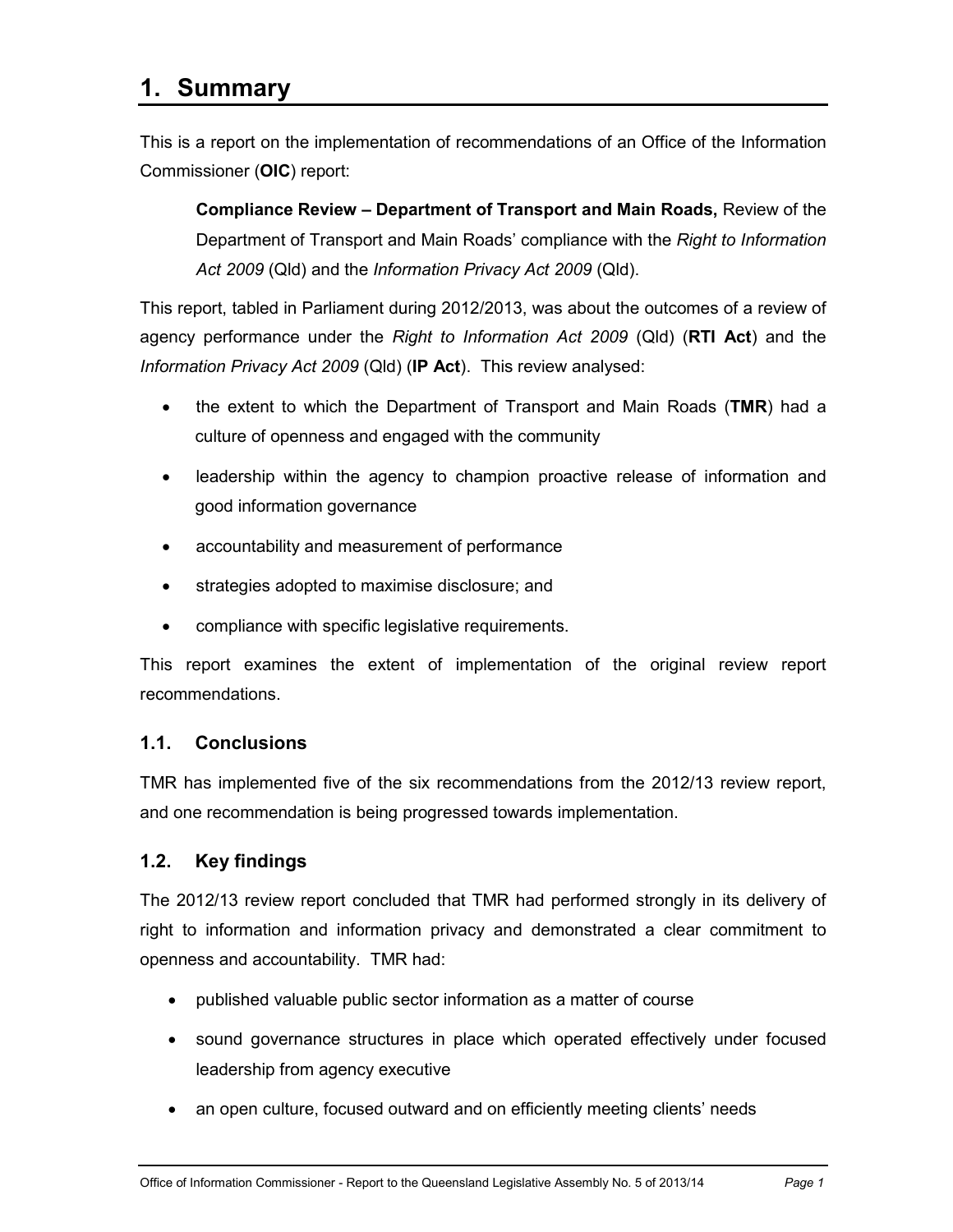# 1. Summary

This is a report on the implementation of recommendations of an Office of the Information Commissioner (**OIC**) report:

> **Compliance Review – Department of Transport and Main Roads,** Review of the Department of Transport and Main Roads' compliance with the *Right to Information Act 2009* (Qld) and the *Information Privacy Act 2009* (Qld).

This report, tabled in Parliament during 2012/2013, was about the outcomes of a review of agency performance under the *Right to Information Act 2009* (Qld) (**RTI Act**) and the *Information Privacy Act 2009* (Qld) (**IP Act**). This review analysed:

- the extent to which the Department of Transport and Main Roads (**TMR**) had a culture of openness and engaged with the community
- leadership within the agency to champion proactive release of information and good information governance
- accountability and measurement of performance
- strategies adopted to maximise disclosure; and
- compliance with specific legislative requirements.

This report examines the extent of implementation of the original review report recommendations.

## 1.1. Conclusions

TMR has implemented five of the six recommendations from the 2012/13 review report, and one recommendation is being progressed towards implementation.

## 1.2. Key findings

The 2012/13 review report concluded that TMR had performed strongly in its delivery of right to information and information privacy and demonstrated a clear commitment to openness and accountability. TMR had:

- published valuable public sector information as a matter of course
- sound governance structures in place which operated effectively under focused leadership from agency executive
- an open culture, focused outward and on efficiently meeting clients' needs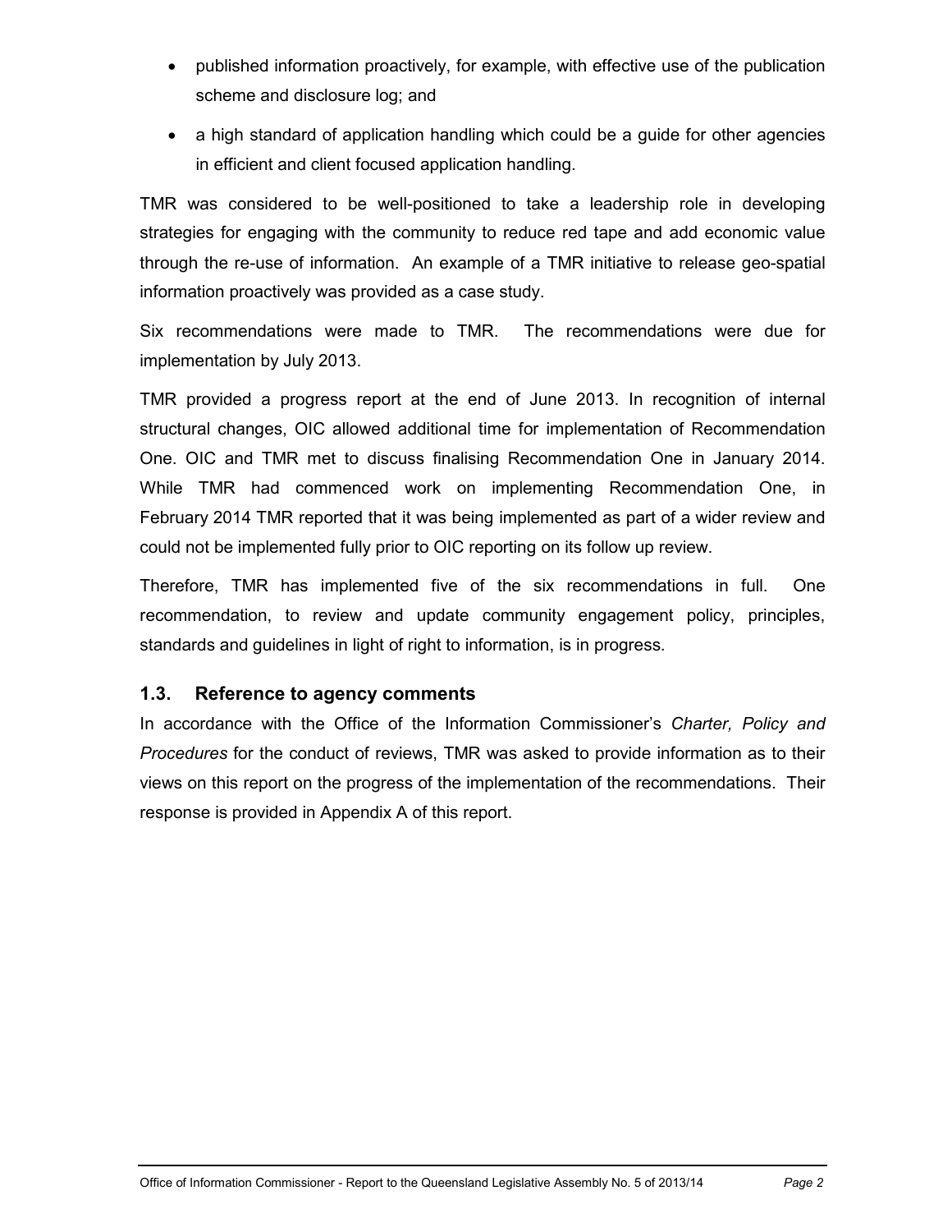- published information proactively, for example, with effective use of the publication scheme and disclosure log; and
- a high standard of application handling which could be a guide for other agencies in efficient and client focused application handling.

TMR was considered to be well-positioned to take a leadership role in developing strategies for engaging with the community to reduce red tape and add economic value through the re-use of information. An example of a TMR initiative to release geo-spatial information proactively was provided as a case study.

Six recommendations were made to TMR. The recommendations were due for implementation by July 2013.

TMR provided a progress report at the end of June 2013. In recognition of internal structural changes, OIC allowed additional time for implementation of Recommendation One. OIC and TMR met to discuss finalising Recommendation One in January 2014. While TMR had commenced work on implementing Recommendation One, in February 2014 TMR reported that it was being implemented as part of a wider review and could not be implemented fully prior to OIC reporting on its follow up review.

Therefore, TMR has implemented five of the six recommendations in full. One recommendation, to review and update community engagement policy, principles, standards and guidelines in light of right to information, is in progress.

### 1.3. Reference to agency comments

In accordance with the Office of the Information Commissioner's *Charter, Policy and Procedures* for the conduct of reviews, TMR was asked to provide information as to their views on this report on the progress of the implementation of the recommendations. Their response is provided in Appendix A of this report.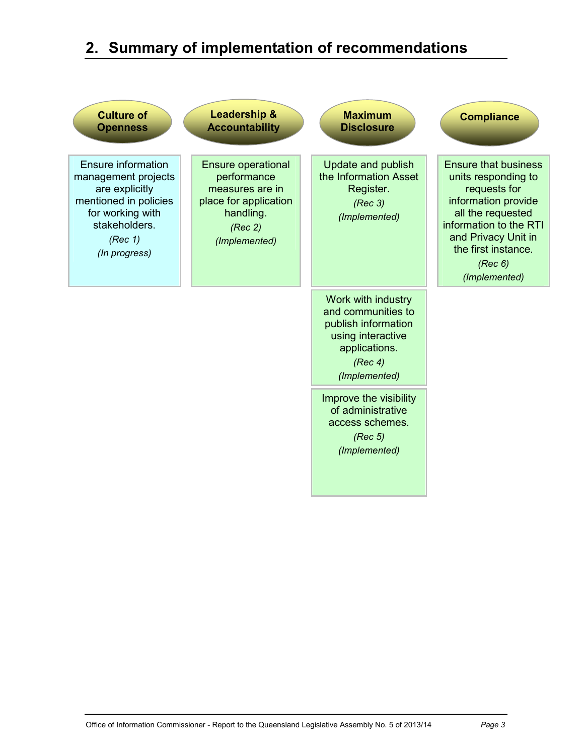## 2. Summary of implementation of recommendations

| Culture of Openness | Leadership & Accountability | Maximum Disclosure | Compliance |
| --- | --- | --- | --- |
| Ensure information management projects are explicitly mentioned in policies for working with stakeholders. *(Rec 1)* *(In progress)* | Ensure operational performance measures are in place for application handling. *(Rec 2)* *(Implemented)* | Update and publish the Information Asset Register. *(Rec 3)* *(Implemented)* | Ensure that business units responding to requests for information provide all the requested information to the RTI and Privacy Unit in the first instance. *(Rec 6)* *(Implemented)* |
| | | Work with industry and communities to publish information using interactive applications. *(Rec 4)* *(Implemented)* | |
| | | Improve the visibility of administrative access schemes. *(Rec 5)* *(Implemented)* | |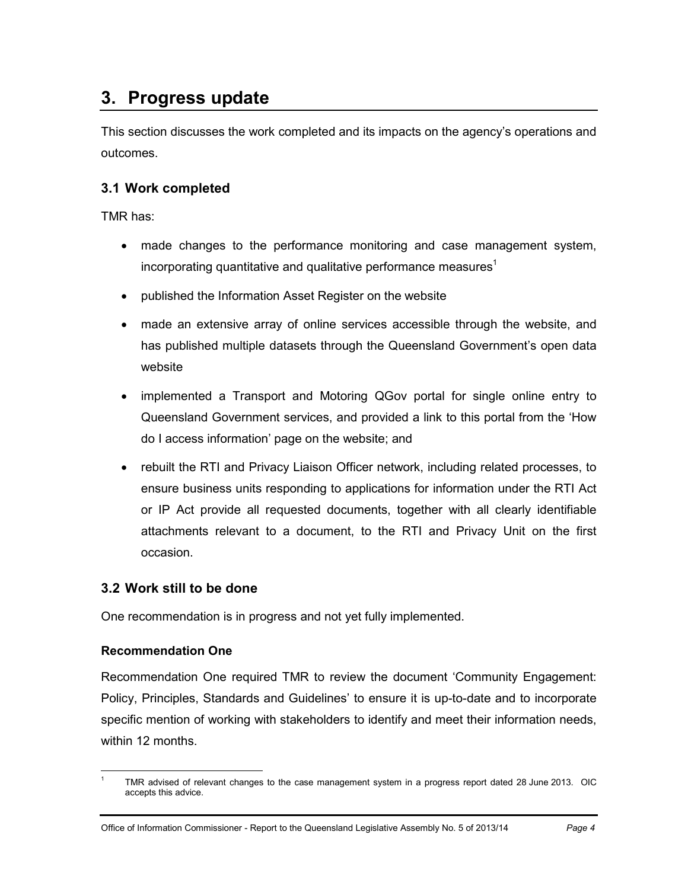# 3. Progress update

This section discusses the work completed and its impacts on the agency's operations and outcomes.

## 3.1 Work completed

TMR has:

- made changes to the performance monitoring and case management system, incorporating quantitative and qualitative performance measures[1]
- published the Information Asset Register on the website
- made an extensive array of online services accessible through the website, and has published multiple datasets through the Queensland Government's open data website
- implemented a Transport and Motoring QGov portal for single online entry to Queensland Government services, and provided a link to this portal from the 'How do I access information' page on the website; and
- rebuilt the RTI and Privacy Liaison Officer network, including related processes, to ensure business units responding to applications for information under the RTI Act or IP Act provide all requested documents, together with all clearly identifiable attachments relevant to a document, to the RTI and Privacy Unit on the first occasion.

## 3.2 Work still to be done

One recommendation is in progress and not yet fully implemented.

### Recommendation One

Recommendation One required TMR to review the document 'Community Engagement: Policy, Principles, Standards and Guidelines' to ensure it is up-to-date and to incorporate specific mention of working with stakeholders to identify and meet their information needs, within 12 months.

---

[1] TMR advised of relevant changes to the case management system in a progress report dated 28 June 2013. OIC accepts this advice.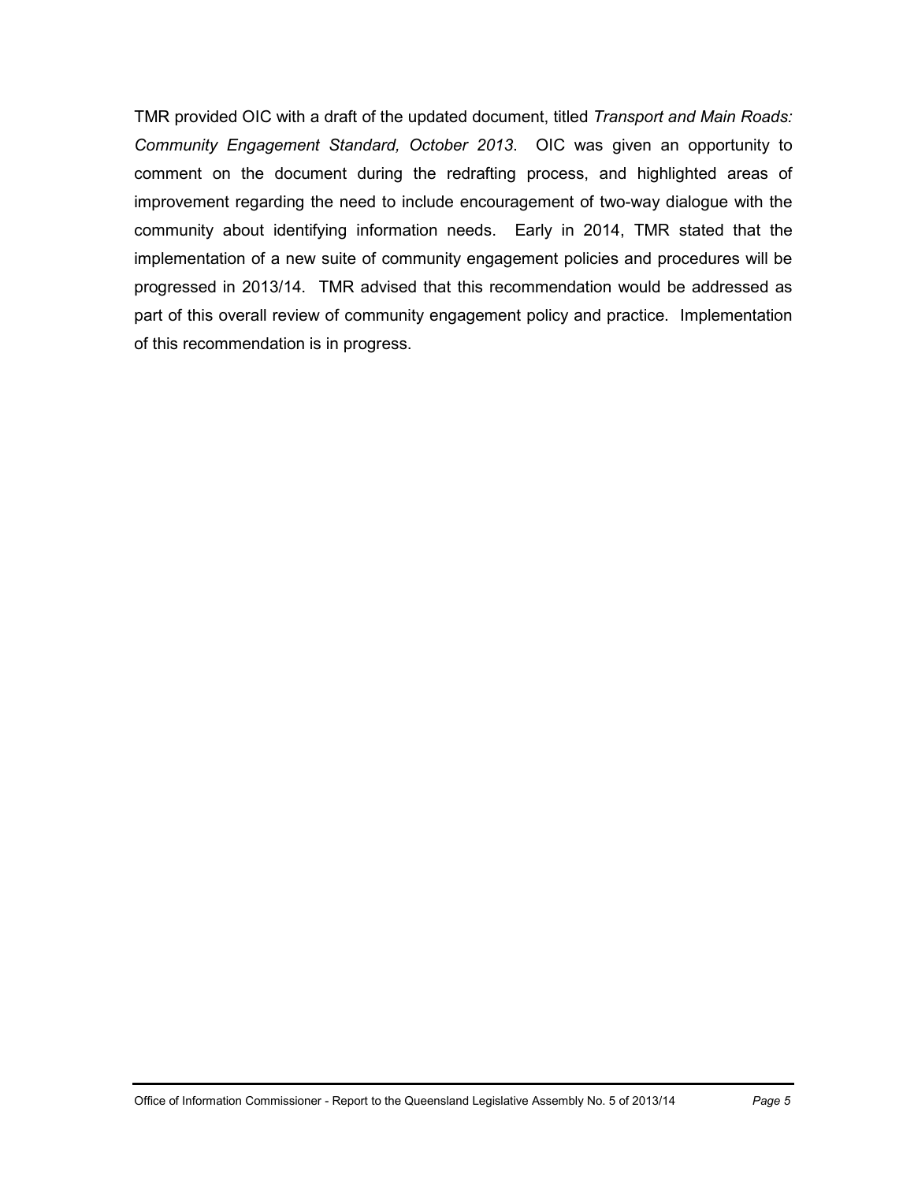TMR provided OIC with a draft of the updated document, titled *Transport and Main Roads: Community Engagement Standard, October 2013*. OIC was given an opportunity to comment on the document during the redrafting process, and highlighted areas of improvement regarding the need to include encouragement of two-way dialogue with the community about identifying information needs. Early in 2014, TMR stated that the implementation of a new suite of community engagement policies and procedures will be progressed in 2013/14. TMR advised that this recommendation would be addressed as part of this overall review of community engagement policy and practice. Implementation of this recommendation is in progress.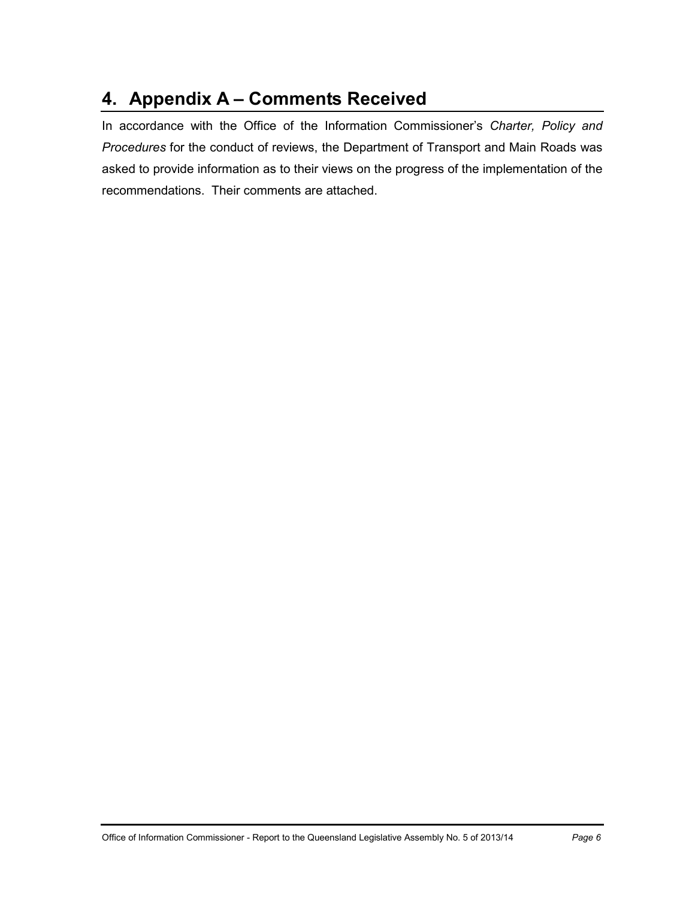# 4. Appendix A – Comments Received

In accordance with the Office of the Information Commissioner's *Charter, Policy and Procedures* for the conduct of reviews, the Department of Transport and Main Roads was asked to provide information as to their views on the progress of the implementation of the recommendations. Their comments are attached.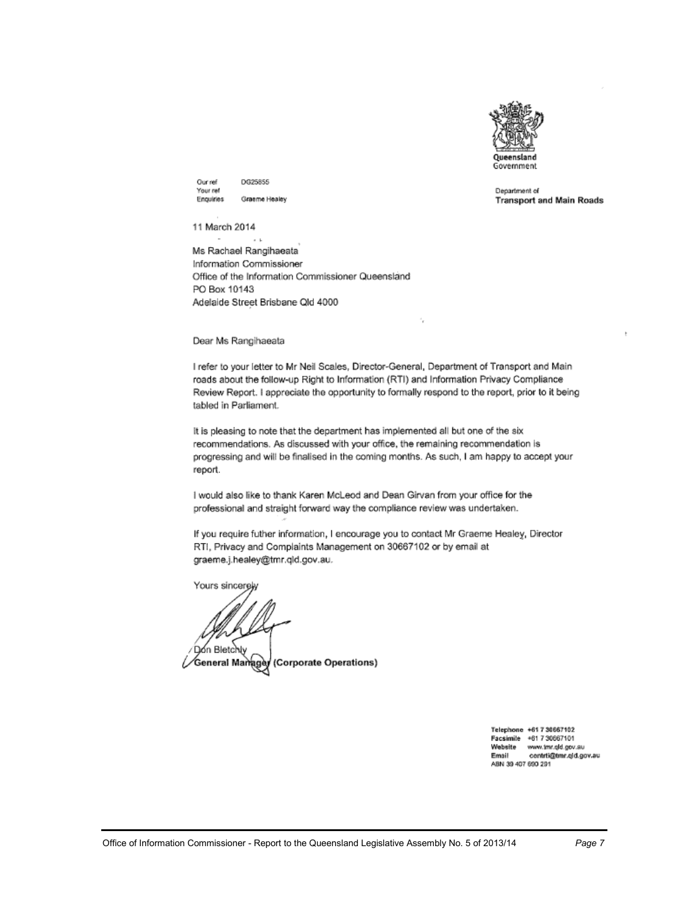Queensland Government

Our ref DG25855
Your ref
Enquiries Graeme Healey

Department of
**Transport and Main Roads**

11 March 2014

Ms Rachael Rangihaeata
Information Commissioner
Office of the Information Commissioner Queensland
PO Box 10143
Adelaide Street Brisbane Qld 4000

Dear Ms Rangihaeata

I refer to your letter to Mr Neil Scales, Director-General, Department of Transport and Main roads about the follow-up Right to Information (RTI) and Information Privacy Compliance Review Report. I appreciate the opportunity to formally respond to the report, prior to it being tabled in Parliament.

It is pleasing to note that the department has implemented all but one of the six recommendations. As discussed with your office, the remaining recommendation is progressing and will be finalised in the coming months. As such, I am happy to accept your report.

I would also like to thank Karen McLeod and Dean Girvan from your office for the professional and straight forward way the compliance review was undertaken.

If you require futher information, I encourage you to contact Mr Graeme Healey, Director RTI, Privacy and Complaints Management on 30667102 or by email at graeme.j.healey@tmr.qld.gov.au.

Yours sincerely

Don Bletchly
**General Manager (Corporate Operations)**

**Telephone** +61 7 30667102
**Facsimile** +61 7 30667101
**Website** www.tmr.qld.gov.au
**Email** contrti@tmr.qld.gov.au
ABN 39 407 690 291